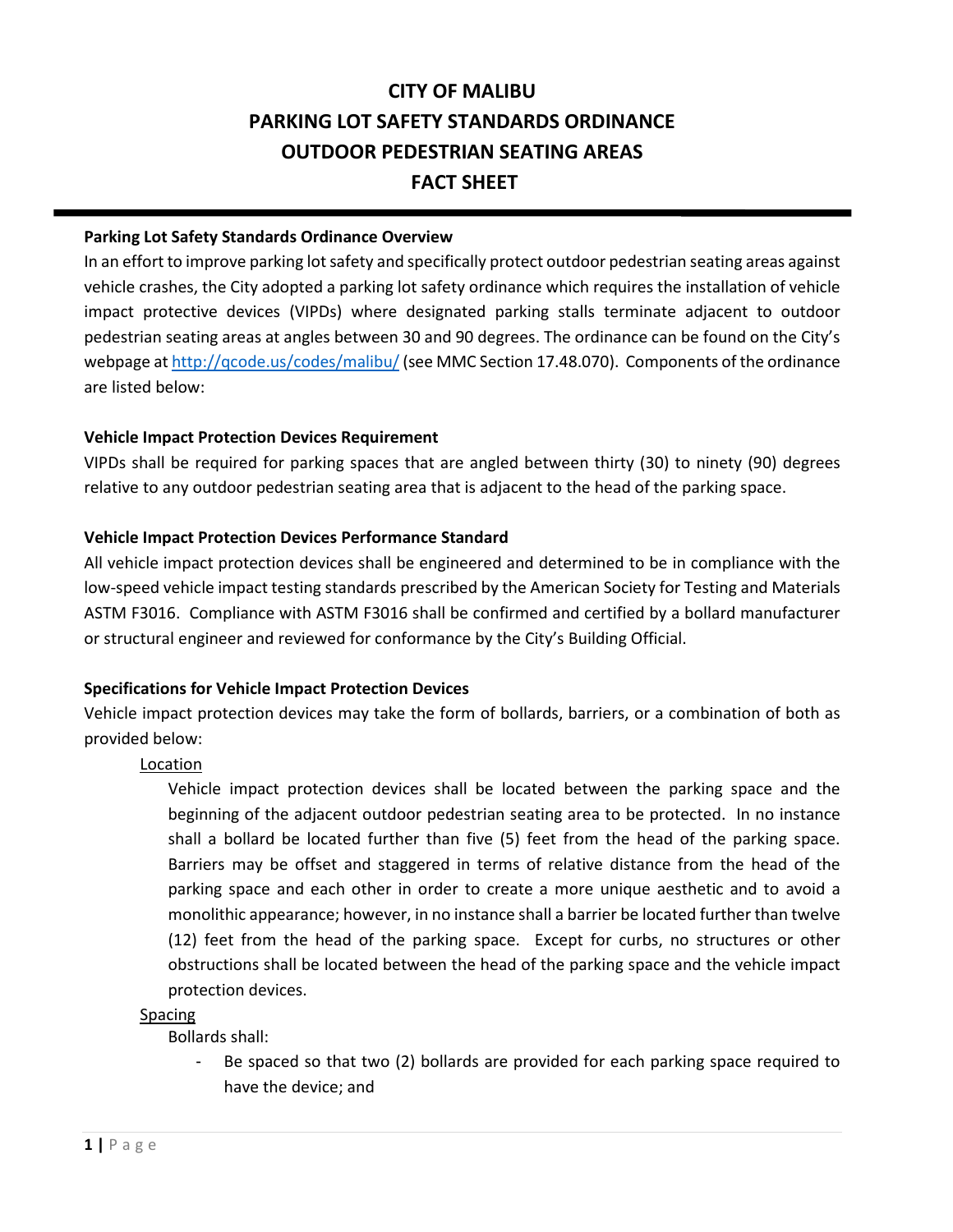# CITY OF MALIBU
# PARKING LOT SAFETY STANDARDS ORDINANCE
# OUTDOOR PEDESTRIAN SEATING AREAS
# FACT SHEET

---

**Parking Lot Safety Standards Ordinance Overview**

In an effort to improve parking lot safety and specifically protect outdoor pedestrian seating areas against vehicle crashes, the City adopted a parking lot safety ordinance which requires the installation of vehicle impact protective devices (VIPDs) where designated parking stalls terminate adjacent to outdoor pedestrian seating areas at angles between 30 and 90 degrees. The ordinance can be found on the City's webpage at [http://qcode.us/codes/malibu/](http://qcode.us/codes/malibu/) (see MMC Section 17.48.070). Components of the ordinance are listed below:

**Vehicle Impact Protection Devices Requirement**

VIPDs shall be required for parking spaces that are angled between thirty (30) to ninety (90) degrees relative to any outdoor pedestrian seating area that is adjacent to the head of the parking space.

**Vehicle Impact Protection Devices Performance Standard**

All vehicle impact protection devices shall be engineered and determined to be in compliance with the low-speed vehicle impact testing standards prescribed by the American Society for Testing and Materials ASTM F3016. Compliance with ASTM F3016 shall be confirmed and certified by a bollard manufacturer or structural engineer and reviewed for conformance by the City's Building Official.

**Specifications for Vehicle Impact Protection Devices**

Vehicle impact protection devices may take the form of bollards, barriers, or a combination of both as provided below:

<u>Location</u>

Vehicle impact protection devices shall be located between the parking space and the beginning of the adjacent outdoor pedestrian seating area to be protected. In no instance shall a bollard be located further than five (5) feet from the head of the parking space. Barriers may be offset and staggered in terms of relative distance from the head of the parking space and each other in order to create a more unique aesthetic and to avoid a monolithic appearance; however, in no instance shall a barrier be located further than twelve (12) feet from the head of the parking space. Except for curbs, no structures or other obstructions shall be located between the head of the parking space and the vehicle impact protection devices.

<u>Spacing</u>

Bollards shall:

- Be spaced so that two (2) bollards are provided for each parking space required to have the device; and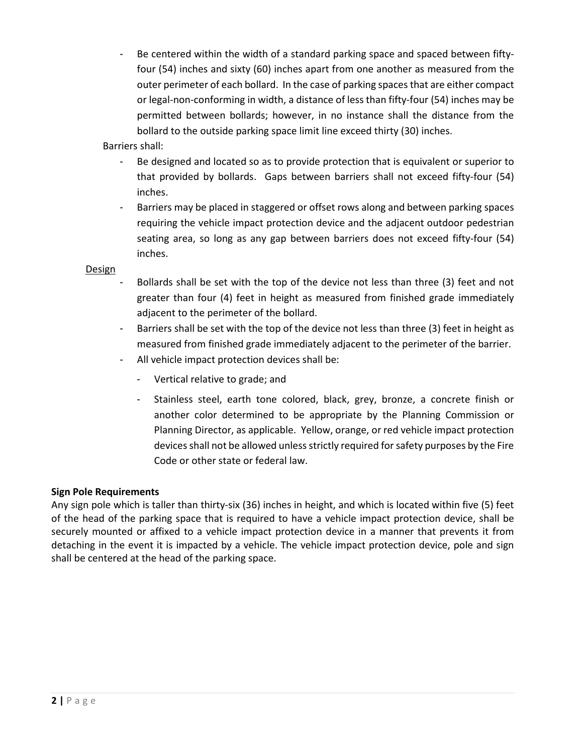- Be centered within the width of a standard parking space and spaced between fifty-four (54) inches and sixty (60) inches apart from one another as measured from the outer perimeter of each bollard. In the case of parking spaces that are either compact or legal-non-conforming in width, a distance of less than fifty-four (54) inches may be permitted between bollards; however, in no instance shall the distance from the bollard to the outside parking space limit line exceed thirty (30) inches.

Barriers shall:

- Be designed and located so as to provide protection that is equivalent or superior to that provided by bollards. Gaps between barriers shall not exceed fifty-four (54) inches.
- Barriers may be placed in staggered or offset rows along and between parking spaces requiring the vehicle impact protection device and the adjacent outdoor pedestrian seating area, so long as any gap between barriers does not exceed fifty-four (54) inches.

Design

- Bollards shall be set with the top of the device not less than three (3) feet and not greater than four (4) feet in height as measured from finished grade immediately adjacent to the perimeter of the bollard.
- Barriers shall be set with the top of the device not less than three (3) feet in height as measured from finished grade immediately adjacent to the perimeter of the barrier.
- All vehicle impact protection devices shall be:
  - Vertical relative to grade; and
  - Stainless steel, earth tone colored, black, grey, bronze, a concrete finish or another color determined to be appropriate by the Planning Commission or Planning Director, as applicable. Yellow, orange, or red vehicle impact protection devices shall not be allowed unless strictly required for safety purposes by the Fire Code or other state or federal law.

**Sign Pole Requirements**

Any sign pole which is taller than thirty-six (36) inches in height, and which is located within five (5) feet of the head of the parking space that is required to have a vehicle impact protection device, shall be securely mounted or affixed to a vehicle impact protection device in a manner that prevents it from detaching in the event it is impacted by a vehicle. The vehicle impact protection device, pole and sign shall be centered at the head of the parking space.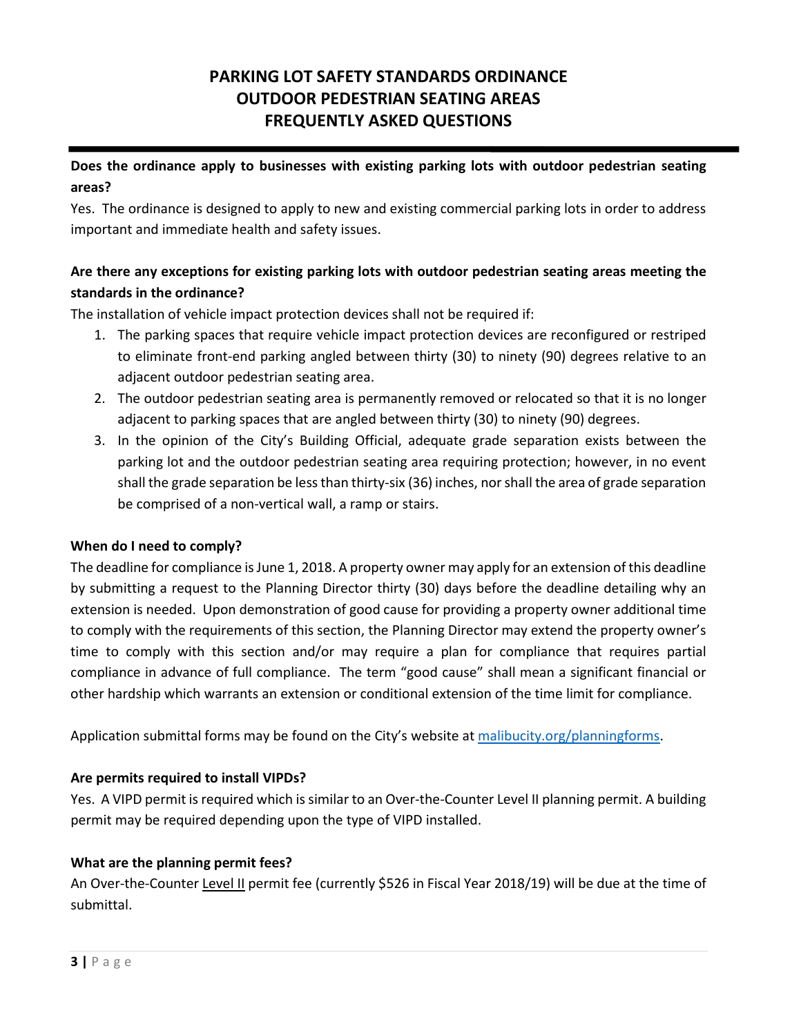# PARKING LOT SAFETY STANDARDS ORDINANCE
# OUTDOOR PEDESTRIAN SEATING AREAS
# FREQUENTLY ASKED QUESTIONS

---

**Does the ordinance apply to businesses with existing parking lots with outdoor pedestrian seating areas?**

Yes. The ordinance is designed to apply to new and existing commercial parking lots in order to address important and immediate health and safety issues.

**Are there any exceptions for existing parking lots with outdoor pedestrian seating areas meeting the standards in the ordinance?**

The installation of vehicle impact protection devices shall not be required if:

1. The parking spaces that require vehicle impact protection devices are reconfigured or restriped to eliminate front-end parking angled between thirty (30) to ninety (90) degrees relative to an adjacent outdoor pedestrian seating area.
2. The outdoor pedestrian seating area is permanently removed or relocated so that it is no longer adjacent to parking spaces that are angled between thirty (30) to ninety (90) degrees.
3. In the opinion of the City's Building Official, adequate grade separation exists between the parking lot and the outdoor pedestrian seating area requiring protection; however, in no event shall the grade separation be less than thirty-six (36) inches, nor shall the area of grade separation be comprised of a non-vertical wall, a ramp or stairs.

**When do I need to comply?**

The deadline for compliance is June 1, 2018. A property owner may apply for an extension of this deadline by submitting a request to the Planning Director thirty (30) days before the deadline detailing why an extension is needed. Upon demonstration of good cause for providing a property owner additional time to comply with the requirements of this section, the Planning Director may extend the property owner's time to comply with this section and/or may require a plan for compliance that requires partial compliance in advance of full compliance. The term "good cause" shall mean a significant financial or other hardship which warrants an extension or conditional extension of the time limit for compliance.

Application submittal forms may be found on the City's website at [malibucity.org/planningforms](malibucity.org/planningforms).

**Are permits required to install VIPDs?**

Yes. A VIPD permit is required which is similar to an Over-the-Counter Level II planning permit. A building permit may be required depending upon the type of VIPD installed.

**What are the planning permit fees?**

An Over-the-Counter Level II permit fee (currently $526 in Fiscal Year 2018/19) will be due at the time of submittal.